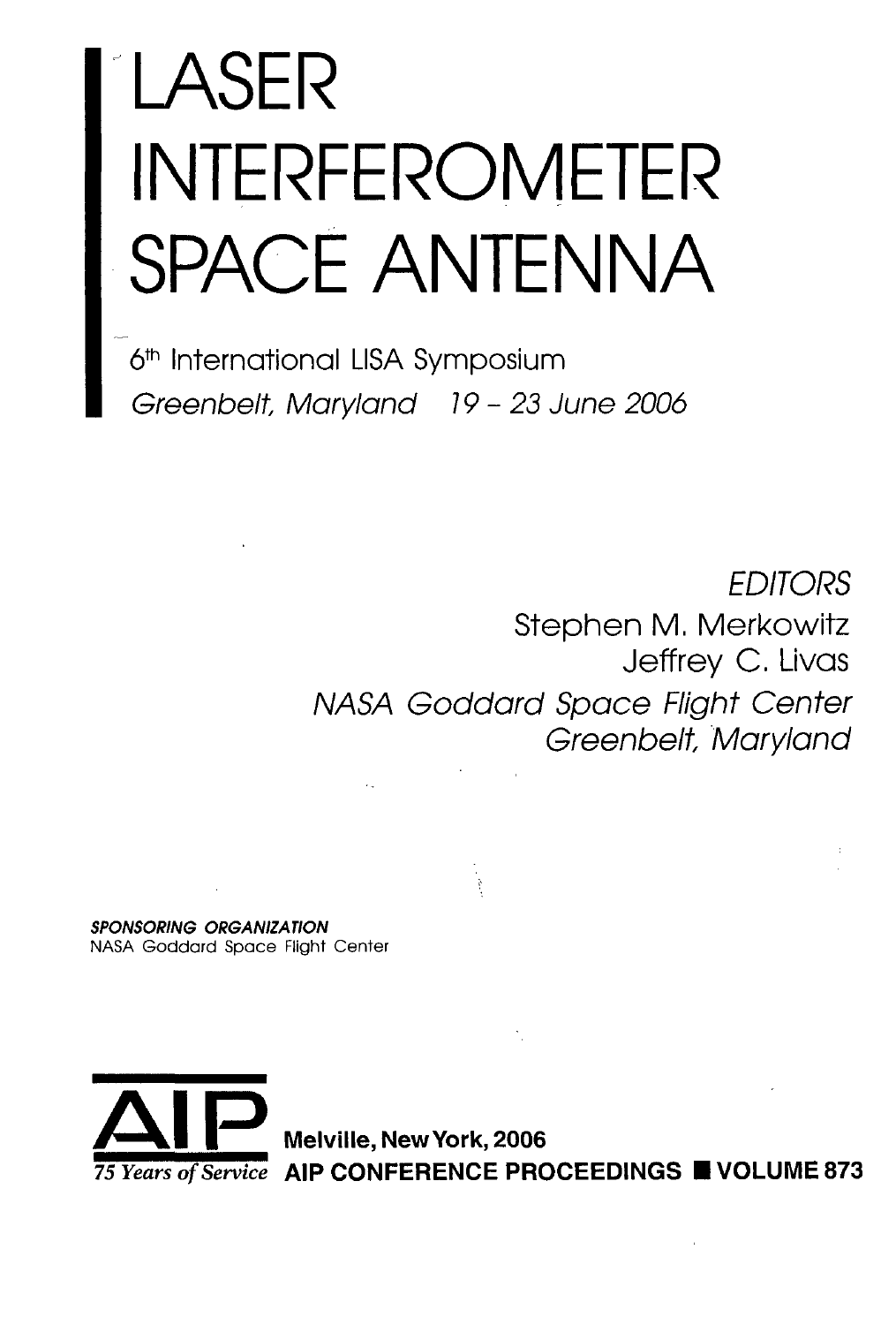# LASER INTERFEROMETER SPACE ANTENNA

6th International LISA Symposium

*Greenbelt, Maryland 19 – 23 June 2006*

*EDITORS*

Stephen M. Merkowitz

Jeffrey C. Livas

*NASA Goddard Space Flight Center*

*Greenbelt, Maryland*

***SPONSORING ORGANIZATION***

NASA Goddard Space Flight Center

AIP

*75 Years of Service*

**Melville, New York, 2006**

**AIP CONFERENCE PROCEEDINGS ■ VOLUME 873**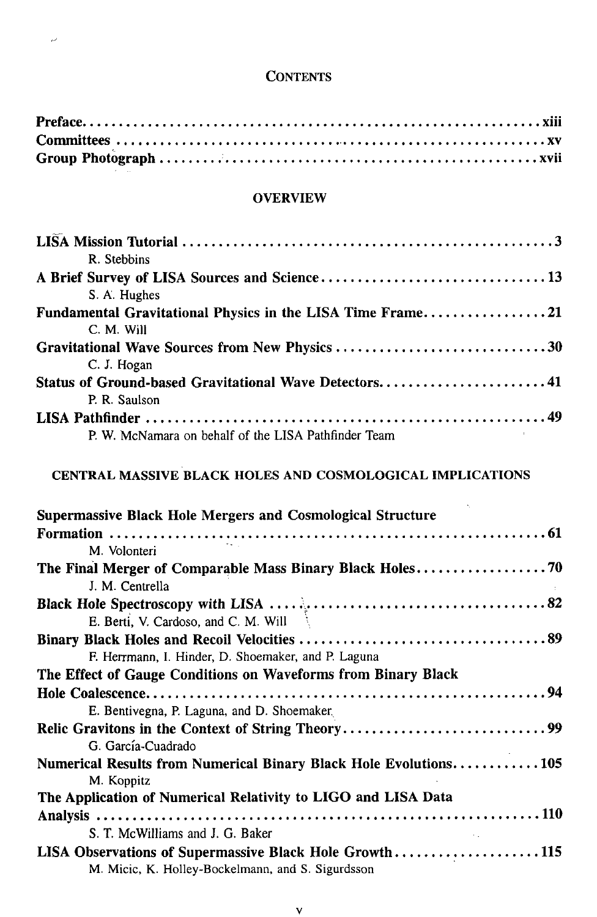# CONTENTS

**Preface** .......... xiii
**Committees** .......... xv
**Group Photograph** .......... xvii

## OVERVIEW

**LISA Mission Tutorial** .......... 3
R. Stebbins

**A Brief Survey of LISA Sources and Science** .......... 13
S. A. Hughes

**Fundamental Gravitational Physics in the LISA Time Frame** .......... 21
C. M. Will

**Gravitational Wave Sources from New Physics** .......... 30
C. J. Hogan

**Status of Ground-based Gravitational Wave Detectors** .......... 41
P. R. Saulson

**LISA Pathfinder** .......... 49
P. W. McNamara on behalf of the LISA Pathfinder Team

## CENTRAL MASSIVE BLACK HOLES AND COSMOLOGICAL IMPLICATIONS

**Supermassive Black Hole Mergers and Cosmological Structure Formation** .......... 61
M. Volonteri

**The Final Merger of Comparable Mass Binary Black Holes** .......... 70
J. M. Centrella

**Black Hole Spectroscopy with LISA** .......... 82
E. Berti, V. Cardoso, and C. M. Will

**Binary Black Holes and Recoil Velocities** .......... 89
F. Herrmann, I. Hinder, D. Shoemaker, and P. Laguna

**The Effect of Gauge Conditions on Waveforms from Binary Black Hole Coalescence** .......... 94
E. Bentivegna, P. Laguna, and D. Shoemaker

**Relic Gravitons in the Context of String Theory** .......... 99
G. García-Cuadrado

**Numerical Results from Numerical Binary Black Hole Evolutions** .......... 105
M. Koppitz

**The Application of Numerical Relativity to LIGO and LISA Data Analysis** .......... 110
S. T. McWilliams and J. G. Baker

**LISA Observations of Supermassive Black Hole Growth** .......... 115
M. Micic, K. Holley-Bockelmann, and S. Sigurdsson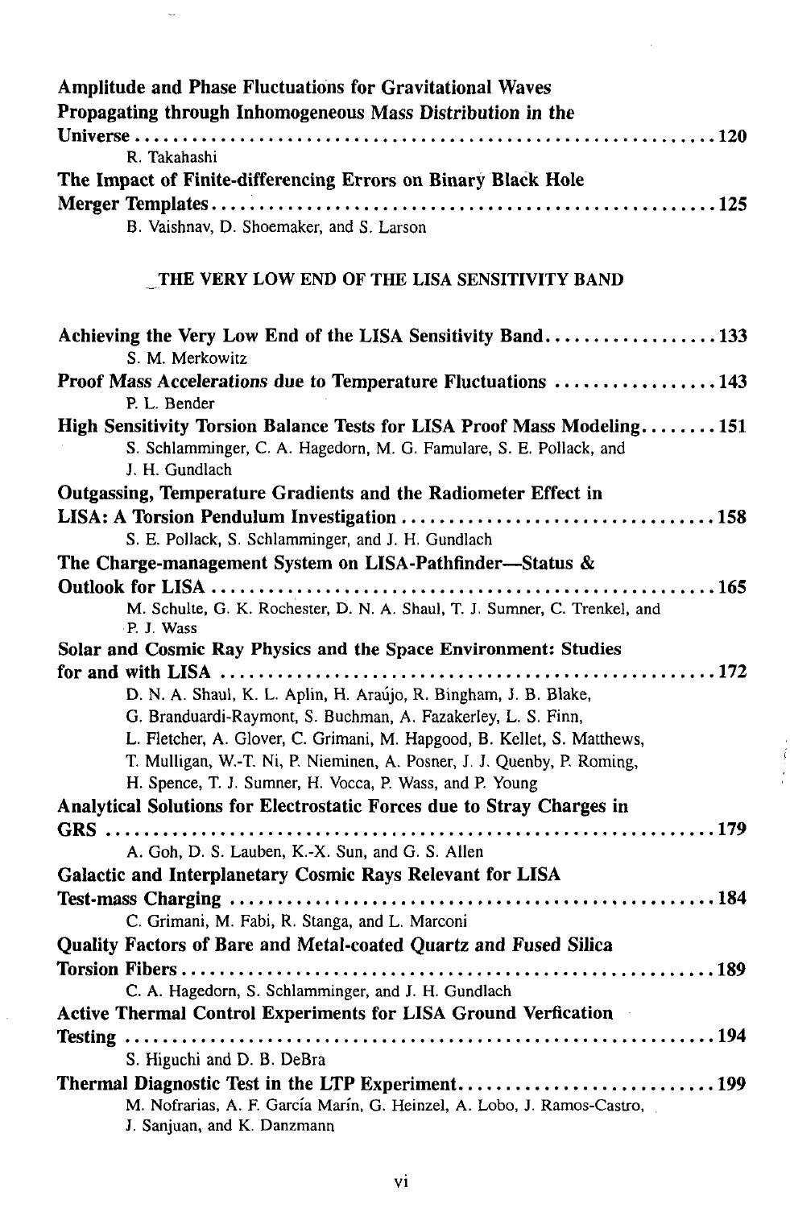**Amplitude and Phase Fluctuations for Gravitational Waves Propagating through Inhomogeneous Mass Distribution in the Universe** ........ 120
R. Takahashi

**The Impact of Finite-differencing Errors on Binary Black Hole Merger Templates** ........ 125
B. Vaishnav, D. Shoemaker, and S. Larson

## THE VERY LOW END OF THE LISA SENSITIVITY BAND

**Achieving the Very Low End of the LISA Sensitivity Band** ........ 133
S. M. Merkowitz

**Proof Mass Accelerations due to Temperature Fluctuations** ........ 143
P. L. Bender

**High Sensitivity Torsion Balance Tests for LISA Proof Mass Modeling** ........ 151
S. Schlamminger, C. A. Hagedorn, M. G. Famulare, S. E. Pollack, and J. H. Gundlach

**Outgassing, Temperature Gradients and the Radiometer Effect in LISA: A Torsion Pendulum Investigation** ........ 158
S. E. Pollack, S. Schlamminger, and J. H. Gundlach

**The Charge-management System on LISA-Pathfinder—Status & Outlook for LISA** ........ 165
M. Schulte, G. K. Rochester, D. N. A. Shaul, T. J. Sumner, C. Trenkel, and P. J. Wass

**Solar and Cosmic Ray Physics and the Space Environment: Studies for and with LISA** ........ 172
D. N. A. Shaul, K. L. Aplin, H. Araújo, R. Bingham, J. B. Blake, G. Branduardi-Raymont, S. Buchman, A. Fazakerley, L. S. Finn, L. Fletcher, A. Glover, C. Grimani, M. Hapgood, B. Kellet, S. Matthews, T. Mulligan, W.-T. Ni, P. Nieminen, A. Posner, J. J. Quenby, P. Roming, H. Spence, T. J. Sumner, H. Vocca, P. Wass, and P. Young

**Analytical Solutions for Electrostatic Forces due to Stray Charges in GRS** ........ 179
A. Goh, D. S. Lauben, K.-X. Sun, and G. S. Allen

**Galactic and Interplanetary Cosmic Rays Relevant for LISA Test-mass Charging** ........ 184
C. Grimani, M. Fabi, R. Stanga, and L. Marconi

**Quality Factors of Bare and Metal-coated Quartz and Fused Silica Torsion Fibers** ........ 189
C. A. Hagedorn, S. Schlamminger, and J. H. Gundlach

**Active Thermal Control Experiments for LISA Ground Verfication Testing** ........ 194
S. Higuchi and D. B. DeBra

**Thermal Diagnostic Test in the LTP Experiment** ........ 199
M. Nofrarias, A. F. García Marín, G. Heinzel, A. Lobo, J. Ramos-Castro, J. Sanjuan, and K. Danzmann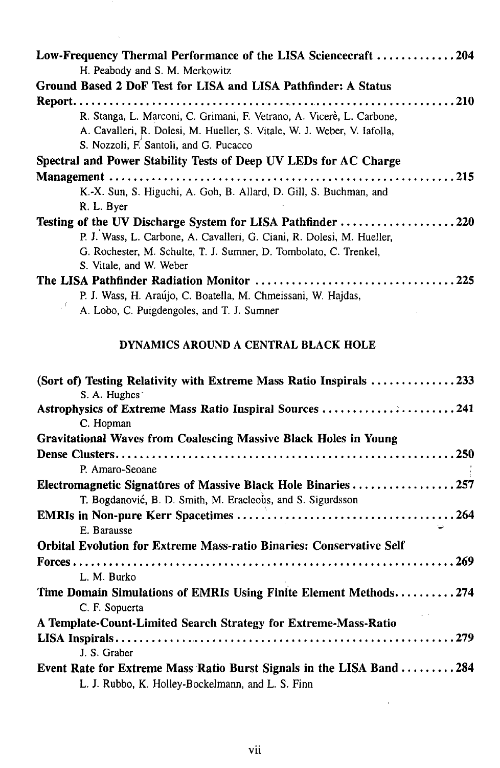**Low-Frequency Thermal Performance of the LISA Sciencecraft** ............ **204**
H. Peabody and S. M. Merkowitz

**Ground Based 2 DoF Test for LISA and LISA Pathfinder: A Status Report** ............ **210**
R. Stanga, L. Marconi, C. Grimani, F. Vetrano, A. Viceré, L. Carbone, A. Cavalleri, R. Dolesi, M. Hueller, S. Vitale, W. J. Weber, V. Iafolla, S. Nozzoli, F. Santoli, and G. Pucacco

**Spectral and Power Stability Tests of Deep UV LEDs for AC Charge Management** ............ **215**
K.-X. Sun, S. Higuchi, A. Goh, B. Allard, D. Gill, S. Buchman, and R. L. Byer

**Testing of the UV Discharge System for LISA Pathfinder** ............ **220**
P. J. Wass, L. Carbone, A. Cavalleri, G. Ciani, R. Dolesi, M. Hueller, G. Rochester, M. Schulte, T. J. Sumner, D. Tombolato, C. Trenkel, S. Vitale, and W. Weber

**The LISA Pathfinder Radiation Monitor** ............ **225**
P. J. Wass, H. Araújo, C. Boatella, M. Chmeissani, W. Hajdas, A. Lobo, C. Puigdengoles, and T. J. Sumner

## DYNAMICS AROUND A CENTRAL BLACK HOLE

**(Sort of) Testing Relativity with Extreme Mass Ratio Inspirals** ............ **233**
S. A. Hughes

**Astrophysics of Extreme Mass Ratio Inspiral Sources** ............ **241**
C. Hopman

**Gravitational Waves from Coalescing Massive Black Holes in Young Dense Clusters** ............ **250**
P. Amaro-Seoane

**Electromagnetic Signatures of Massive Black Hole Binaries** ............ **257**
T. Bogdanović, B. D. Smith, M. Eracleous, and S. Sigurdsson

**EMRIs in Non-pure Kerr Spacetimes** ............ **264**
E. Barausse

**Orbital Evolution for Extreme Mass-ratio Binaries: Conservative Self Forces** ............ **269**
L. M. Burko

**Time Domain Simulations of EMRIs Using Finite Element Methods** ............ **274**
C. F. Sopuerta

**A Template-Count-Limited Search Strategy for Extreme-Mass-Ratio LISA Inspirals** ............ **279**
J. S. Graber

**Event Rate for Extreme Mass Ratio Burst Signals in the LISA Band** ............ **284**
L. J. Rubbo, K. Holley-Bockelmann, and L. S. Finn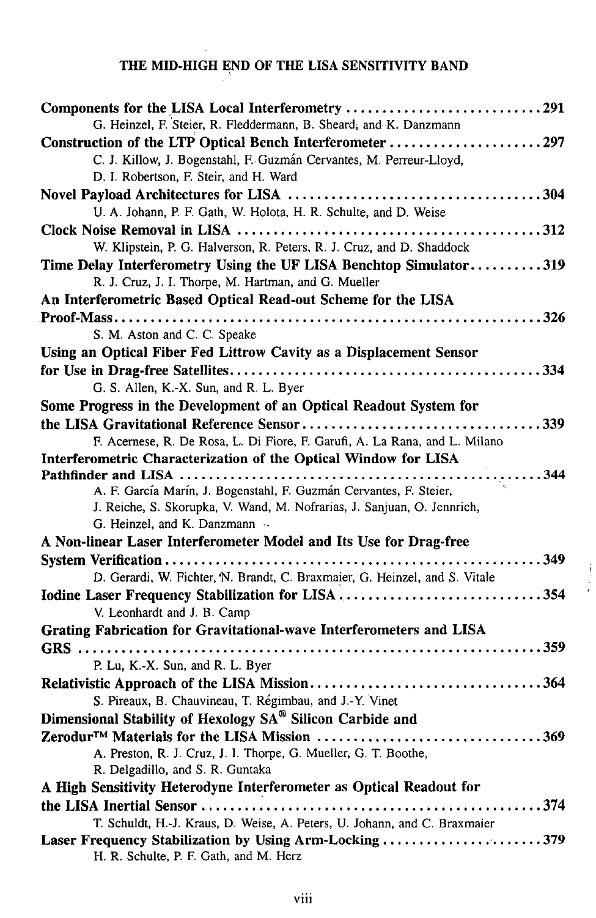## THE MID-HIGH END OF THE LISA SENSITIVITY BAND

**Components for the LISA Local Interferometry** ........................... **291**
G. Heinzel, F. Steier, R. Fleddermann, B. Sheard, and K. Danzmann

**Construction of the LTP Optical Bench Interferometer** ..................... **297**
C. J. Killow, J. Bogenstahl, F. Guzmán Cervantes, M. Perreur-Lloyd, D. I. Robertson, F. Steir, and H. Ward

**Novel Payload Architectures for LISA** ................................... **304**
U. A. Johann, P. F. Gath, W. Holota, H. R. Schulte, and D. Weise

**Clock Noise Removal in LISA** ......................................... **312**
W. Klipstein, P. G. Halverson, R. Peters, R. J. Cruz, and D. Shaddock

**Time Delay Interferometry Using the UF LISA Benchtop Simulator** .......... **319**
R. J. Cruz, J. I. Thorpe, M. Hartman, and G. Mueller

**An Interferometric Based Optical Read-out Scheme for the LISA Proof-Mass** .......................................................... **326**
S. M. Aston and C. C. Speake

**Using an Optical Fiber Fed Littrow Cavity as a Displacement Sensor for Use in Drag-free Satellites** .......................................... **334**
G. S. Allen, K.-X. Sun, and R. L. Byer

**Some Progress in the Development of an Optical Readout System for the LISA Gravitational Reference Sensor** ................................ **339**
F. Acernese, R. De Rosa, L. Di Fiore, F. Garufi, A. La Rana, and L. Milano

**Interferometric Characterization of the Optical Window for LISA Pathfinder and LISA** ................................................... **344**
A. F. García Marín, J. Bogenstahl, F. Guzmán Cervantes, F. Steier, J. Reiche, S. Skorupka, V. Wand, M. Nofrarias, J. Sanjuan, O. Jennrich, G. Heinzel, and K. Danzmann

**A Non-linear Laser Interferometer Model and Its Use for Drag-free System Verification** .................................................. **349**
D. Gerardi, W. Fichter, N. Brandt, C. Braxmaier, G. Heinzel, and S. Vitale

**Iodine Laser Frequency Stabilization for LISA** ........................... **354**
V. Leonhardt and J. B. Camp

**Grating Fabrication for Gravitational-wave Interferometers and LISA GRS** ............................................................... **359**
P. Lu, K.-X. Sun, and R. L. Byer

**Relativistic Approach of the LISA Mission** ................................ **364**
S. Pireaux, B. Chauvineau, T. Régimbau, and J.-Y. Vinet

**Dimensional Stability of Hexology SA® Silicon Carbide and Zerodur™ Materials for the LISA Mission** ............................... **369**
A. Preston, R. J. Cruz, J. I. Thorpe, G. Mueller, G. T. Boothe, R. Delgadillo, and S. R. Guntaka

**A High Sensitivity Heterodyne Interferometer as Optical Readout for the LISA Inertial Sensor** ............................................... **374**
T. Schuldt, H.-J. Kraus, D. Weise, A. Peters, U. Johann, and C. Braxmaier

**Laser Frequency Stabilization by Using Arm-Locking** ........................ **379**
H. R. Schulte, P. F. Gath, and M. Herz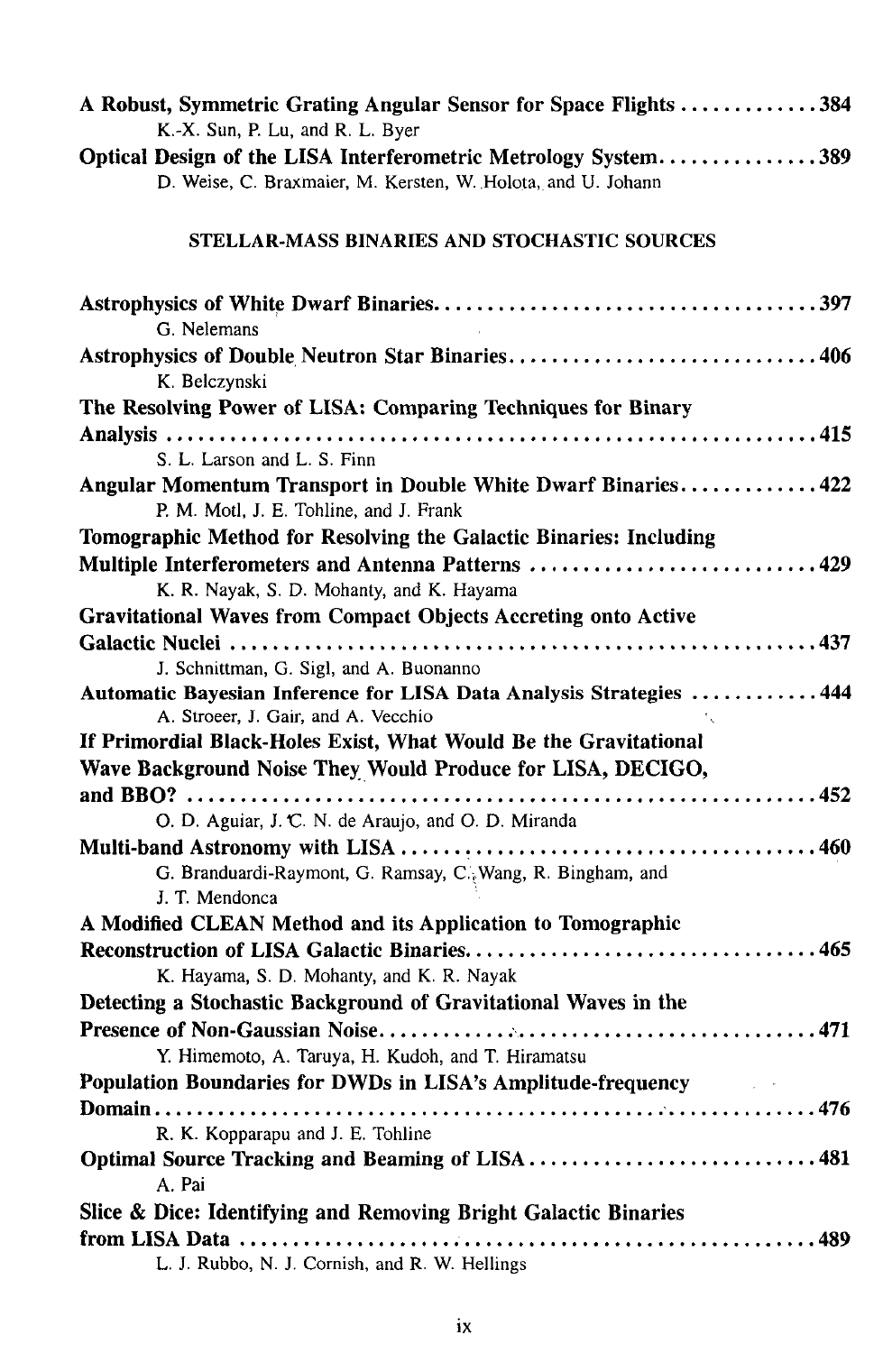**A Robust, Symmetric Grating Angular Sensor for Space Flights** ............. 384
K.-X. Sun, P. Lu, and R. L. Byer

**Optical Design of the LISA Interferometric Metrology System** ............... 389
D. Weise, C. Braxmaier, M. Kersten, W. Holota, and U. Johann

## STELLAR-MASS BINARIES AND STOCHASTIC SOURCES

**Astrophysics of White Dwarf Binaries** ..................................... 397
G. Nelemans

**Astrophysics of Double Neutron Star Binaries** .............................. 406
K. Belczynski

**The Resolving Power of LISA: Comparing Techniques for Binary Analysis** ............................................................ 415
S. L. Larson and L. S. Finn

**Angular Momentum Transport in Double White Dwarf Binaries** ............. 422
P. M. Motl, J. E. Tohline, and J. Frank

**Tomographic Method for Resolving the Galactic Binaries: Including Multiple Interferometers and Antenna Patterns** ............................ 429
K. R. Nayak, S. D. Mohanty, and K. Hayama

**Gravitational Waves from Compact Objects Accreting onto Active Galactic Nuclei** ........................................................ 437
J. Schnittman, G. Sigl, and A. Buonanno

**Automatic Bayesian Inference for LISA Data Analysis Strategies** ............ 444
A. Stroeer, J. Gair, and A. Vecchio

**If Primordial Black-Holes Exist, What Would Be the Gravitational Wave Background Noise They Would Produce for LISA, DECIGO, and BBO?** ........................................................... 452
O. D. Aguiar, J. C. N. de Araujo, and O. D. Miranda

**Multi-band Astronomy with LISA** ....................................... 460
G. Branduardi-Raymont, G. Ramsay, C. Wang, R. Bingham, and J. T. Mendonca

**A Modified CLEAN Method and its Application to Tomographic Reconstruction of LISA Galactic Binaries** ................................. 465
K. Hayama, S. D. Mohanty, and K. R. Nayak

**Detecting a Stochastic Background of Gravitational Waves in the Presence of Non-Gaussian Noise** ........................................ 471
Y. Himemoto, A. Taruya, H. Kudoh, and T. Hiramatsu

**Population Boundaries for DWDs in LISA's Amplitude-frequency Domain** ................................................................ 476
R. K. Kopparapu and J. E. Tohline

**Optimal Source Tracking and Beaming of LISA** ............................ 481
A. Pai

**Slice & Dice: Identifying and Removing Bright Galactic Binaries from LISA Data** ....................................................... 489
L. J. Rubbo, N. J. Cornish, and R. W. Hellings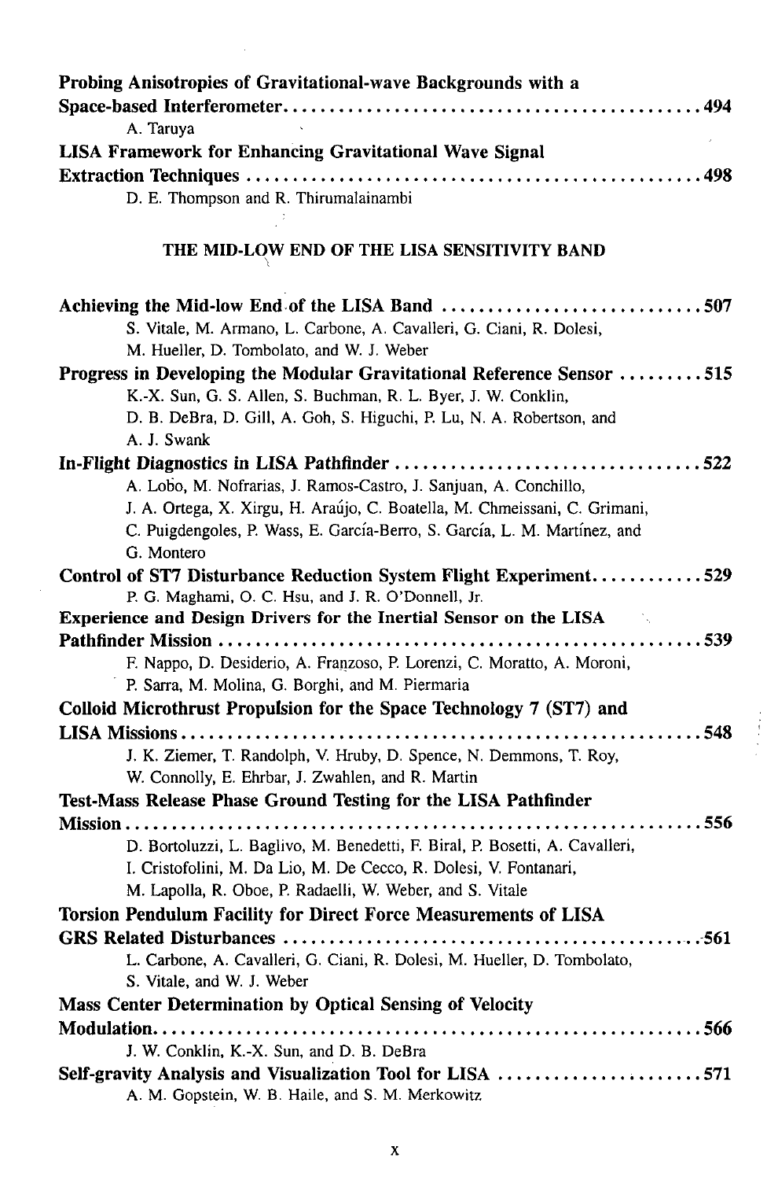**Probing Anisotropies of Gravitational-wave Backgrounds with a Space-based Interferometer** ............................................ 494
A. Taruya

**LISA Framework for Enhancing Gravitational Wave Signal Extraction Techniques** ............................................ 498
D. E. Thompson and R. Thirumalainambi

## THE MID-LOW END OF THE LISA SENSITIVITY BAND

**Achieving the Mid-low End of the LISA Band** ............................................ 507
S. Vitale, M. Armano, L. Carbone, A. Cavalleri, G. Ciani, R. Dolesi, M. Hueller, D. Tombolato, and W. J. Weber

**Progress in Developing the Modular Gravitational Reference Sensor** ............................................ 515
K.-X. Sun, G. S. Allen, S. Buchman, R. L. Byer, J. W. Conklin, D. B. DeBra, D. Gill, A. Goh, S. Higuchi, P. Lu, N. A. Robertson, and A. J. Swank

**In-Flight Diagnostics in LISA Pathfinder** ............................................ 522
A. Lobo, M. Nofrarias, J. Ramos-Castro, J. Sanjuan, A. Conchillo, J. A. Ortega, X. Xirgu, H. Araújo, C. Boatella, M. Chmeissani, C. Grimani, C. Puigdengoles, P. Wass, E. García-Berro, S. García, L. M. Martínez, and G. Montero

**Control of ST7 Disturbance Reduction System Flight Experiment** ............................................ 529
P. G. Maghami, O. C. Hsu, and J. R. O'Donnell, Jr.

**Experience and Design Drivers for the Inertial Sensor on the LISA Pathfinder Mission** ............................................ 539
F. Nappo, D. Desiderio, A. Franzoso, P. Lorenzi, C. Moratto, A. Moroni, P. Sarra, M. Molina, G. Borghi, and M. Piermaria

**Colloid Microthrust Propulsion for the Space Technology 7 (ST7) and LISA Missions** ............................................ 548
J. K. Ziemer, T. Randolph, V. Hruby, D. Spence, N. Demmons, T. Roy, W. Connolly, E. Ehrbar, J. Zwahlen, and R. Martin

**Test-Mass Release Phase Ground Testing for the LISA Pathfinder Mission** ............................................ 556
D. Bortoluzzi, L. Baglivo, M. Benedetti, F. Biral, P. Bosetti, A. Cavalleri, I. Cristofolini, M. Da Lio, M. De Cecco, R. Dolesi, V. Fontanari, M. Lapolla, R. Oboe, P. Radaelli, W. Weber, and S. Vitale

**Torsion Pendulum Facility for Direct Force Measurements of LISA GRS Related Disturbances** ............................................ 561
L. Carbone, A. Cavalleri, G. Ciani, R. Dolesi, M. Hueller, D. Tombolato, S. Vitale, and W. J. Weber

**Mass Center Determination by Optical Sensing of Velocity Modulation** ............................................ 566
J. W. Conklin, K.-X. Sun, and D. B. DeBra

**Self-gravity Analysis and Visualization Tool for LISA** ............................................ 571
A. M. Gopstein, W. B. Haile, and S. M. Merkowitz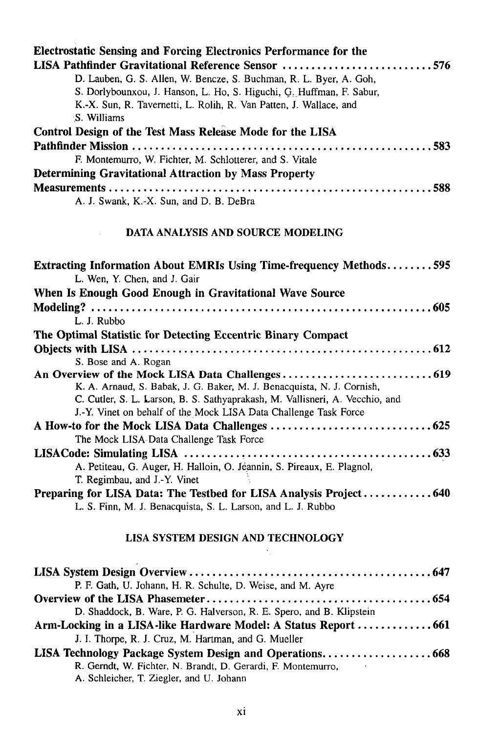**Electrostatic Sensing and Forcing Electronics Performance for the LISA Pathfinder Gravitational Reference Sensor** .......................... 576
D. Lauben, G. S. Allen, W. Bencze, S. Buchman, R. L. Byer, A. Goh, S. Dorlybounxou, J. Hanson, L. Ho, S. Higuchi, G. Huffman, F. Sabur, K.-X. Sun, R. Tavernetti, L. Rolih, R. Van Patten, J. Wallace, and S. Williams

**Control Design of the Test Mass Release Mode for the LISA Pathfinder Mission** .................................................. 583
F. Montemurro, W. Fichter, M. Schlotterer, and S. Vitale

**Determining Gravitational Attraction by Mass Property Measurements** ...................................................... 588
A. J. Swank, K.-X. Sun, and D. B. DeBra

## DATA ANALYSIS AND SOURCE MODELING

**Extracting Information About EMRIs Using Time-frequency Methods** ........ 595
L. Wen, Y. Chen, and J. Gair

**When Is Enough Good Enough in Gravitational Wave Source Modeling?** ........................................................... 605
L. J. Rubbo

**The Optimal Statistic for Detecting Eccentric Binary Compact Objects with LISA** .................................................... 612
S. Bose and A. Rogan

**An Overview of the Mock LISA Data Challenges** .......................... 619
K. A. Arnaud, S. Babak, J. G. Baker, M. J. Benacquista, N. J. Cornish, C. Cutler, S. L. Larson, B. S. Sathyaprakash, M. Vallisneri, A. Vecchio, and J.-Y. Vinet on behalf of the Mock LISA Data Challenge Task Force

**A How-to for the Mock LISA Data Challenges** ............................ 625
The Mock LISA Data Challenge Task Force

**LISACode: Simulating LISA** .............................................. 633
A. Petiteau, G. Auger, H. Halloin, O. Jeannin, S. Pireaux, E. Plagnol, T. Regimbau, and J.-Y. Vinet

**Preparing for LISA Data: The Testbed for LISA Analysis Project** ............ 640
L. S. Finn, M. J. Benacquista, S. L. Larson, and L. J. Rubbo

## LISA SYSTEM DESIGN AND TECHNOLOGY

**LISA System Design Overview** .......................................... 647
P. F. Gath, U. Johann, H. R. Schulte, D. Weise, and M. Ayre

**Overview of the LISA Phasemeter** ....................................... 654
D. Shaddock, B. Ware, P. G. Halverson, R. E. Spero, and B. Klipstein

**Arm-Locking in a LISA-like Hardware Model: A Status Report** ............. 661
J. I. Thorpe, R. J. Cruz, M. Hartman, and G. Mueller

**LISA Technology Package System Design and Operations** ................... 668
R. Gerndt, W. Fichter, N. Brandt, D. Gerardi, F. Montemurro, A. Schleicher, T. Ziegler, and U. Johann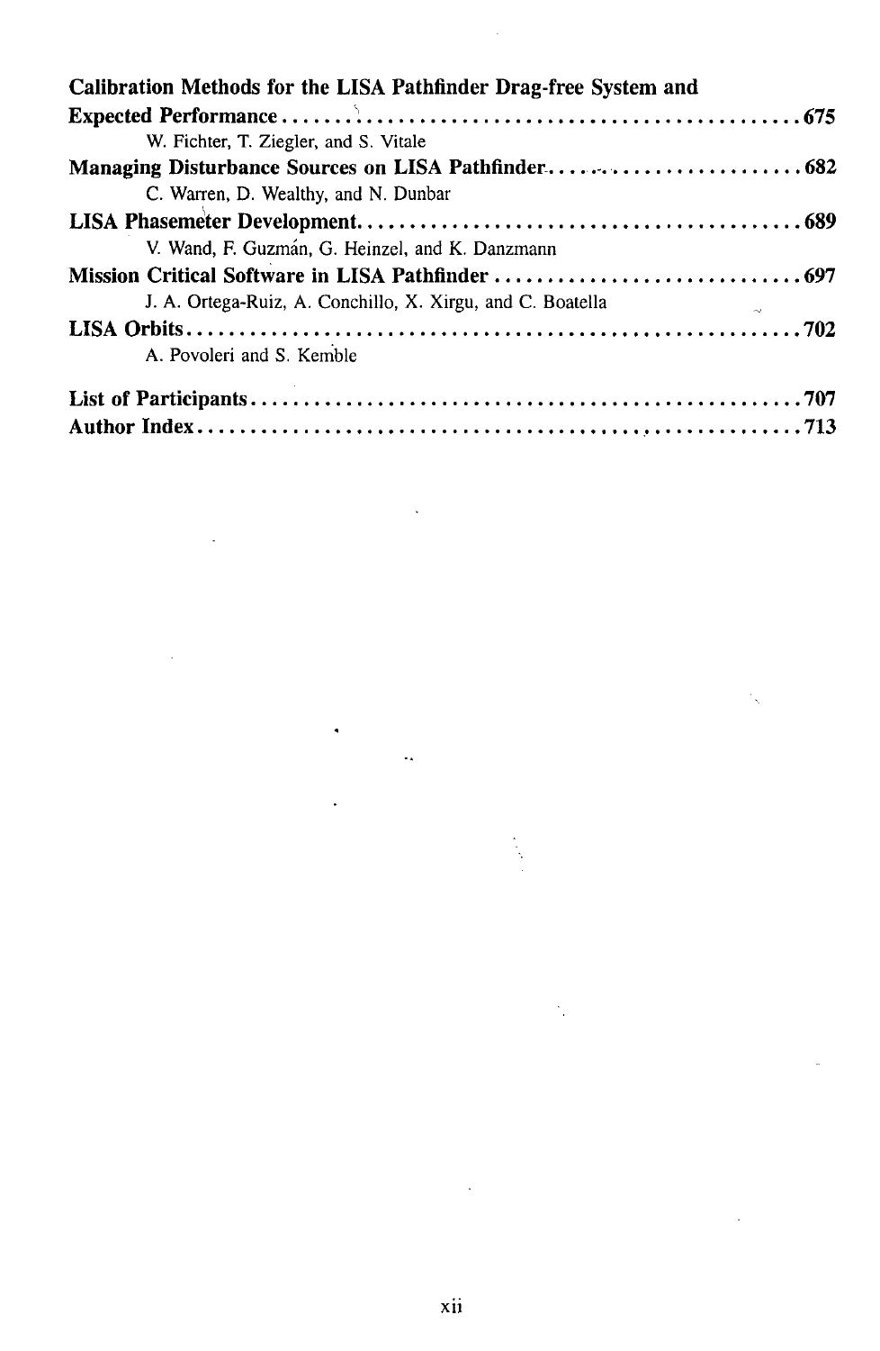**Calibration Methods for the LISA Pathfinder Drag-free System and Expected Performance** ........................................................ 675
W. Fichter, T. Ziegler, and S. Vitale

**Managing Disturbance Sources on LISA Pathfinder** ........................ 682
C. Warren, D. Wealthy, and N. Dunbar

**LISA Phasemeter Development** ........................................... 689
V. Wand, F. Guzmán, G. Heinzel, and K. Danzmann

**Mission Critical Software in LISA Pathfinder** ............................ 697
J. A. Ortega-Ruiz, A. Conchillo, X. Xirgu, and C. Boatella

**LISA Orbits** ............................................................ 702
A. Povoleri and S. Kemble

**List of Participants** .................................................... 707

**Author Index** ........................................................... 713